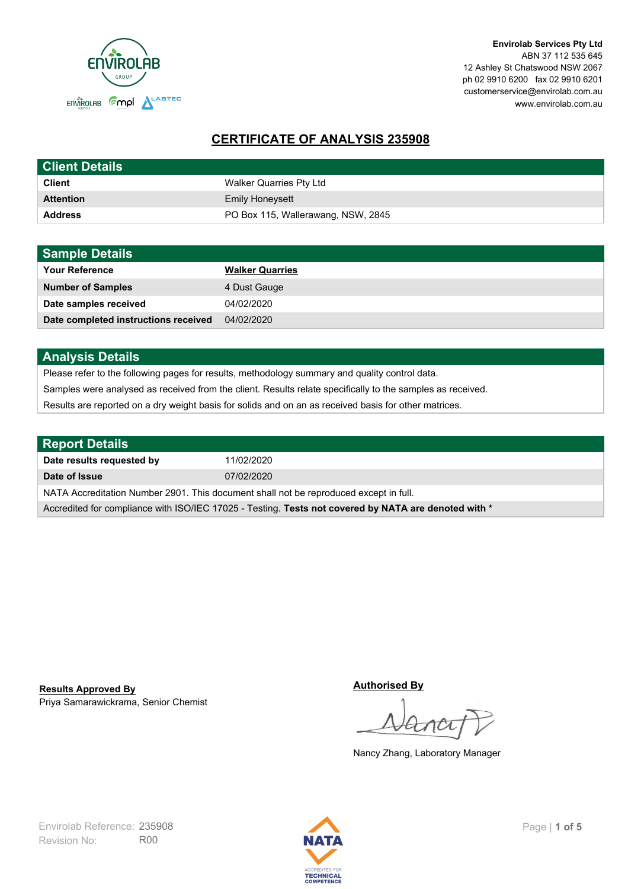**Envirolab Services Pty Ltd**
ABN 37 112 535 645
12 Ashley St Chatswood NSW 2067
ph 02 9910 6200 fax 02 9910 6201
customerservice@envirolab.com.au
www.envirolab.com.au

# CERTIFICATE OF ANALYSIS 235908

## Client Details

| | |
|---|---|
| **Client** | Walker Quarries Pty Ltd |
| **Attention** | Emily Honeysett |
| **Address** | PO Box 115, Wallerawang, NSW, 2845 |

## Sample Details

| | |
|---|---|
| **Your Reference** | **Walker Quarries** |
| **Number of Samples** | 4 Dust Gauge |
| **Date samples received** | 04/02/2020 |
| **Date completed instructions received** | 04/02/2020 |

## Analysis Details

Please refer to the following pages for results, methodology summary and quality control data.

Samples were analysed as received from the client. Results relate specifically to the samples as received.

Results are reported on a dry weight basis for solids and on an as received basis for other matrices.

## Report Details

| | |
|---|---|
| **Date results requested by** | 11/02/2020 |
| **Date of Issue** | 07/02/2020 |

NATA Accreditation Number 2901. This document shall not be reproduced except in full.

Accredited for compliance with ISO/IEC 17025 - Testing. **Tests not covered by NATA are denoted with ***

**Results Approved By**
Priya Samarawickrama, Senior Chemist

**Authorised By**
Nancy Zhang, Laboratory Manager

Envirolab Reference: 235908
Revision No: R00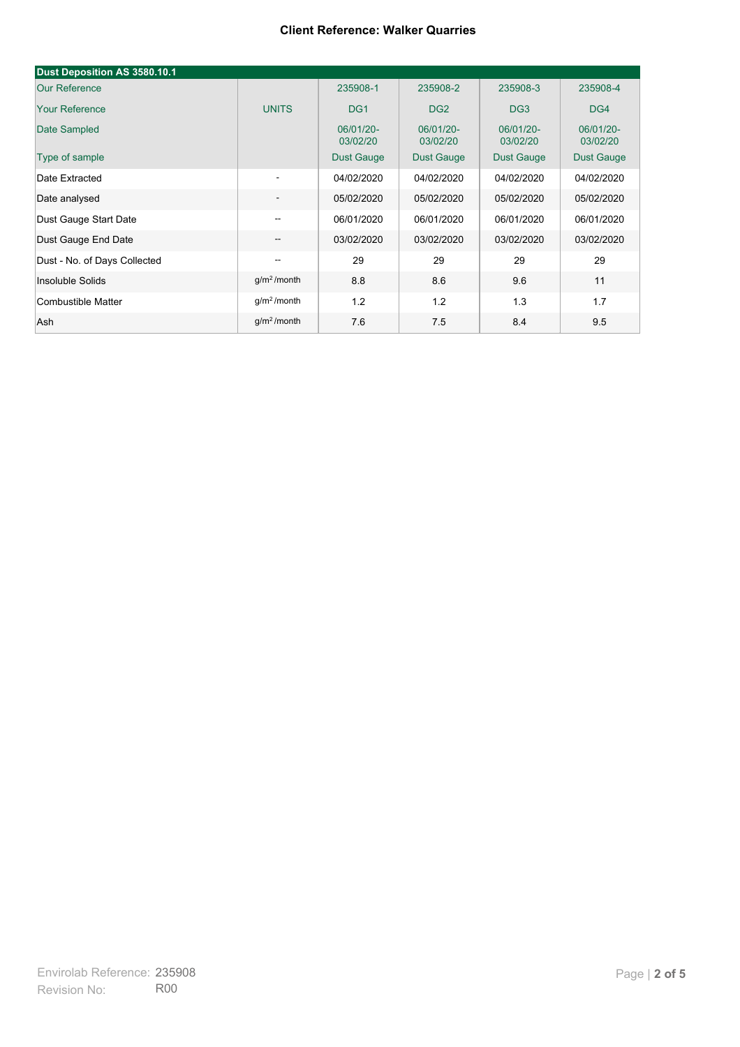**Client Reference: Walker Quarries**

| Dust Deposition AS 3580.10.1 | | | | | |
|---|---|---|---|---|---|
| Our Reference | | 235908-1 | 235908-2 | 235908-3 | 235908-4 |
| Your Reference | UNITS | DG1 | DG2 | DG3 | DG4 |
| Date Sampled | | 06/01/20-03/02/20 | 06/01/20-03/02/20 | 06/01/20-03/02/20 | 06/01/20-03/02/20 |
| Type of sample | | Dust Gauge | Dust Gauge | Dust Gauge | Dust Gauge |
| Date Extracted | - | 04/02/2020 | 04/02/2020 | 04/02/2020 | 04/02/2020 |
| Date analysed | - | 05/02/2020 | 05/02/2020 | 05/02/2020 | 05/02/2020 |
| Dust Gauge Start Date | -- | 06/01/2020 | 06/01/2020 | 06/01/2020 | 06/01/2020 |
| Dust Gauge End Date | -- | 03/02/2020 | 03/02/2020 | 03/02/2020 | 03/02/2020 |
| Dust - No. of Days Collected | -- | 29 | 29 | 29 | 29 |
| Insoluble Solids | $g/m^2$/month | 8.8 | 8.6 | 9.6 | 11 |
| Combustible Matter | $g/m^2$/month | 1.2 | 1.2 | 1.3 | 1.7 |
| Ash | $g/m^2$/month | 7.6 | 7.5 | 8.4 | 9.5 |

Envirolab Reference: 235908
Revision No: R00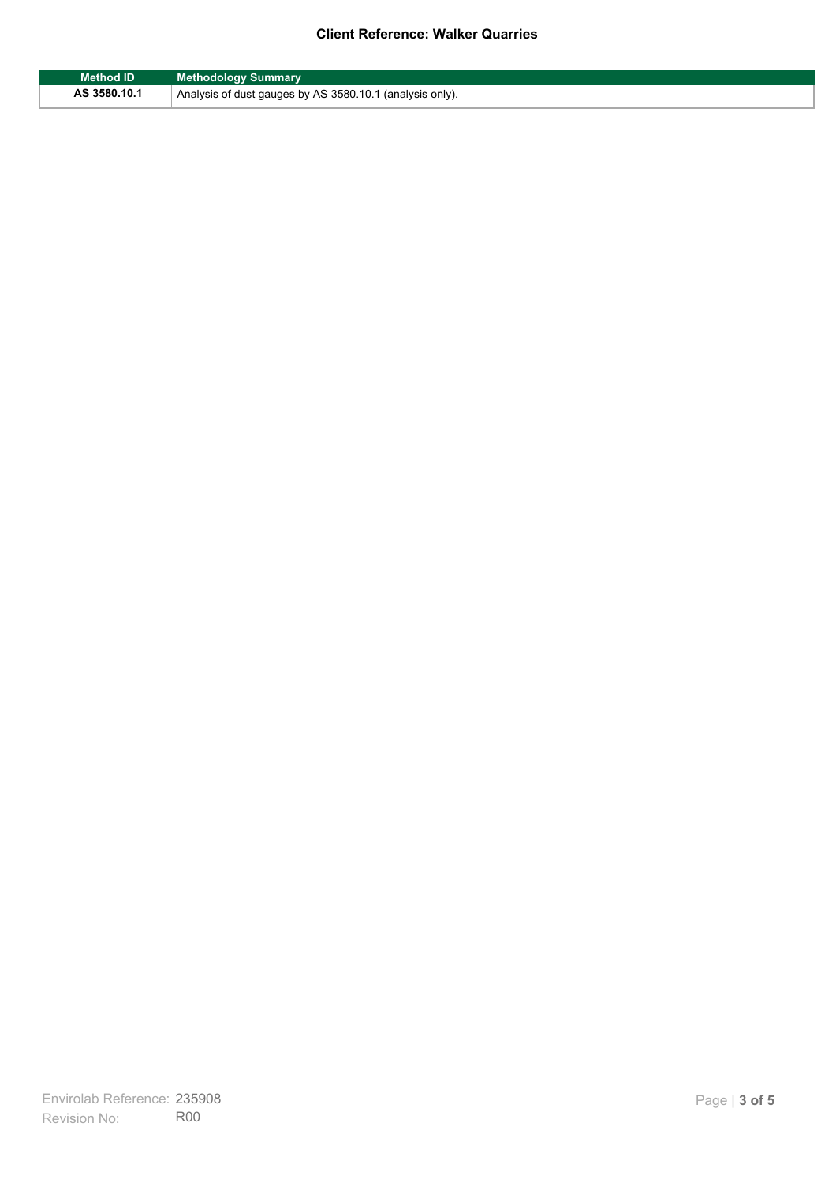**Client Reference: Walker Quarries**

| Method ID | Methodology Summary |
| --- | --- |
| AS 3580.10.1 | Analysis of dust gauges by AS 3580.10.1 (analysis only). |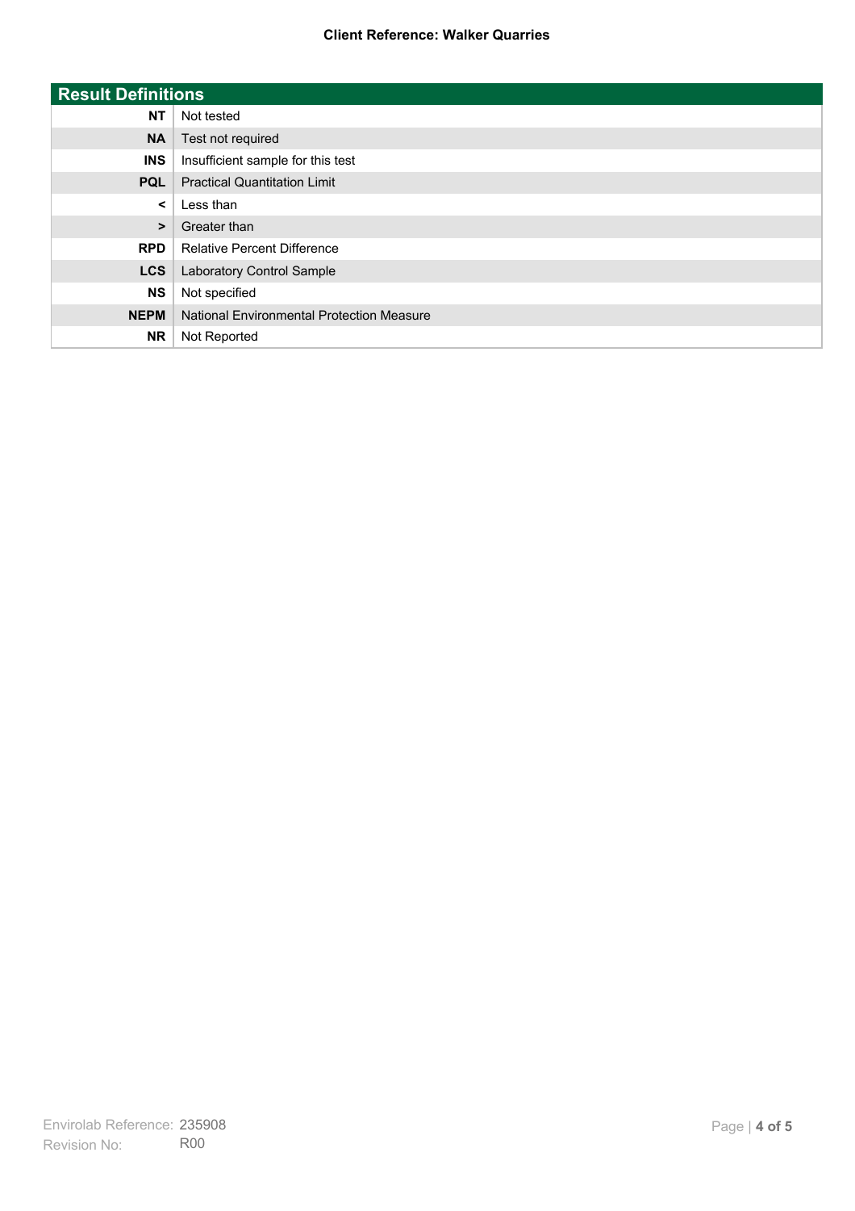**Client Reference: Walker Quarries**

| Result Definitions | |
|---|---|
| **NT** | Not tested |
| **NA** | Test not required |
| **INS** | Insufficient sample for this test |
| **PQL** | Practical Quantitation Limit |
| **<** | Less than |
| **>** | Greater than |
| **RPD** | Relative Percent Difference |
| **LCS** | Laboratory Control Sample |
| **NS** | Not specified |
| **NEPM** | National Environmental Protection Measure |
| **NR** | Not Reported |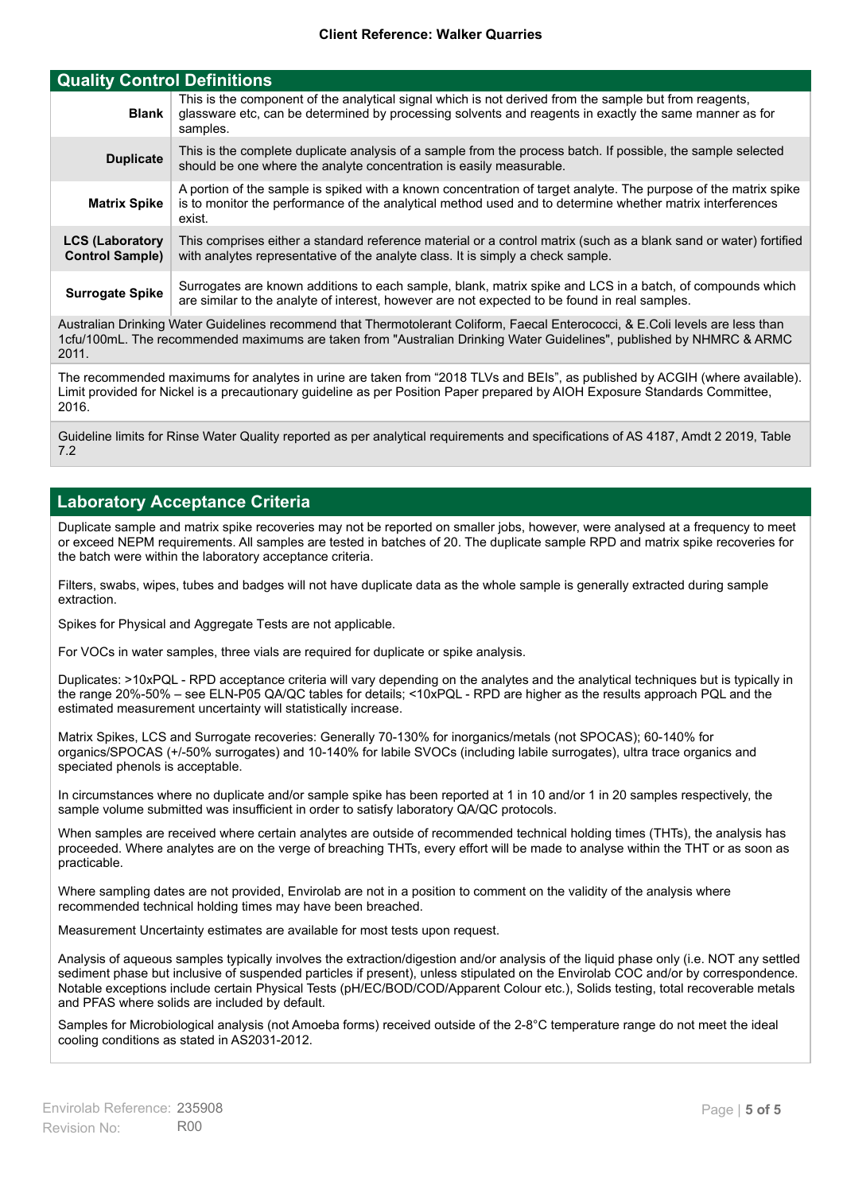**Client Reference: Walker Quarries**

## Quality Control Definitions

| | |
|---|---|
| **Blank** | This is the component of the analytical signal which is not derived from the sample but from reagents, glassware etc, can be determined by processing solvents and reagents in exactly the same manner as for samples. |
| **Duplicate** | This is the complete duplicate analysis of a sample from the process batch. If possible, the sample selected should be one where the analyte concentration is easily measurable. |
| **Matrix Spike** | A portion of the sample is spiked with a known concentration of target analyte. The purpose of the matrix spike is to monitor the performance of the analytical method used and to determine whether matrix interferences exist. |
| **LCS (Laboratory Control Sample)** | This comprises either a standard reference material or a control matrix (such as a blank sand or water) fortified with analytes representative of the analyte class. It is simply a check sample. |
| **Surrogate Spike** | Surrogates are known additions to each sample, blank, matrix spike and LCS in a batch, of compounds which are similar to the analyte of interest, however are not expected to be found in real samples. |

Australian Drinking Water Guidelines recommend that Thermotolerant Coliform, Faecal Enterococci, & E.Coli levels are less than 1cfu/100mL. The recommended maximums are taken from "Australian Drinking Water Guidelines", published by NHMRC & ARMC 2011.

The recommended maximums for analytes in urine are taken from “2018 TLVs and BEIs”, as published by ACGIH (where available). Limit provided for Nickel is a precautionary guideline as per Position Paper prepared by AIOH Exposure Standards Committee, 2016.

Guideline limits for Rinse Water Quality reported as per analytical requirements and specifications of AS 4187, Amdt 2 2019, Table 7.2

## Laboratory Acceptance Criteria

Duplicate sample and matrix spike recoveries may not be reported on smaller jobs, however, were analysed at a frequency to meet or exceed NEPM requirements. All samples are tested in batches of 20. The duplicate sample RPD and matrix spike recoveries for the batch were within the laboratory acceptance criteria.

Filters, swabs, wipes, tubes and badges will not have duplicate data as the whole sample is generally extracted during sample extraction.

Spikes for Physical and Aggregate Tests are not applicable.

For VOCs in water samples, three vials are required for duplicate or spike analysis.

Duplicates: >10xPQL - RPD acceptance criteria will vary depending on the analytes and the analytical techniques but is typically in the range 20%-50% – see ELN-P05 QA/QC tables for details; <10xPQL - RPD are higher as the results approach PQL and the estimated measurement uncertainty will statistically increase.

Matrix Spikes, LCS and Surrogate recoveries: Generally 70-130% for inorganics/metals (not SPOCAS); 60-140% for organics/SPOCAS (+/-50% surrogates) and 10-140% for labile SVOCs (including labile surrogates), ultra trace organics and speciated phenols is acceptable.

In circumstances where no duplicate and/or sample spike has been reported at 1 in 10 and/or 1 in 20 samples respectively, the sample volume submitted was insufficient in order to satisfy laboratory QA/QC protocols.

When samples are received where certain analytes are outside of recommended technical holding times (THTs), the analysis has proceeded. Where analytes are on the verge of breaching THTs, every effort will be made to analyse within the THT or as soon as practicable.

Where sampling dates are not provided, Envirolab are not in a position to comment on the validity of the analysis where recommended technical holding times may have been breached.

Measurement Uncertainty estimates are available for most tests upon request.

Analysis of aqueous samples typically involves the extraction/digestion and/or analysis of the liquid phase only (i.e. NOT any settled sediment phase but inclusive of suspended particles if present), unless stipulated on the Envirolab COC and/or by correspondence. Notable exceptions include certain Physical Tests (pH/EC/BOD/COD/Apparent Colour etc.), Solids testing, total recoverable metals and PFAS where solids are included by default.

Samples for Microbiological analysis (not Amoeba forms) received outside of the 2-8°C temperature range do not meet the ideal cooling conditions as stated in AS2031-2012.

Envirolab Reference: 235908
Revision No: R00